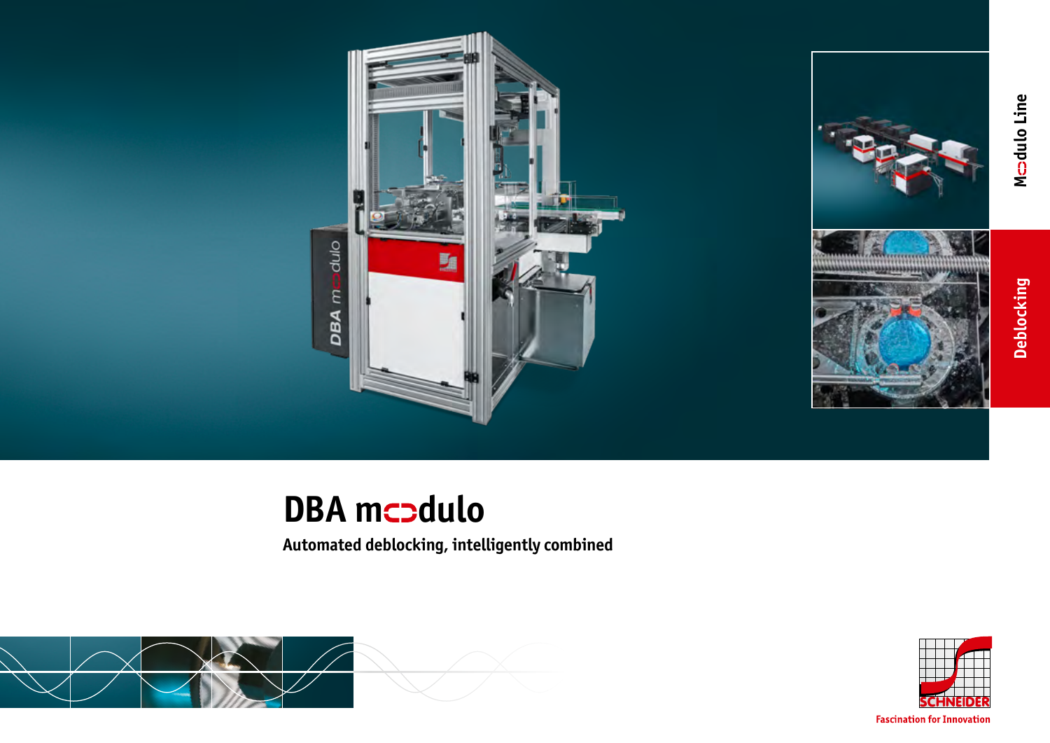Modulo Line

Deblocking

# DBA modulo

**Automated deblocking, intelligently combined**

SCHNEIDER

Fascination for Innovation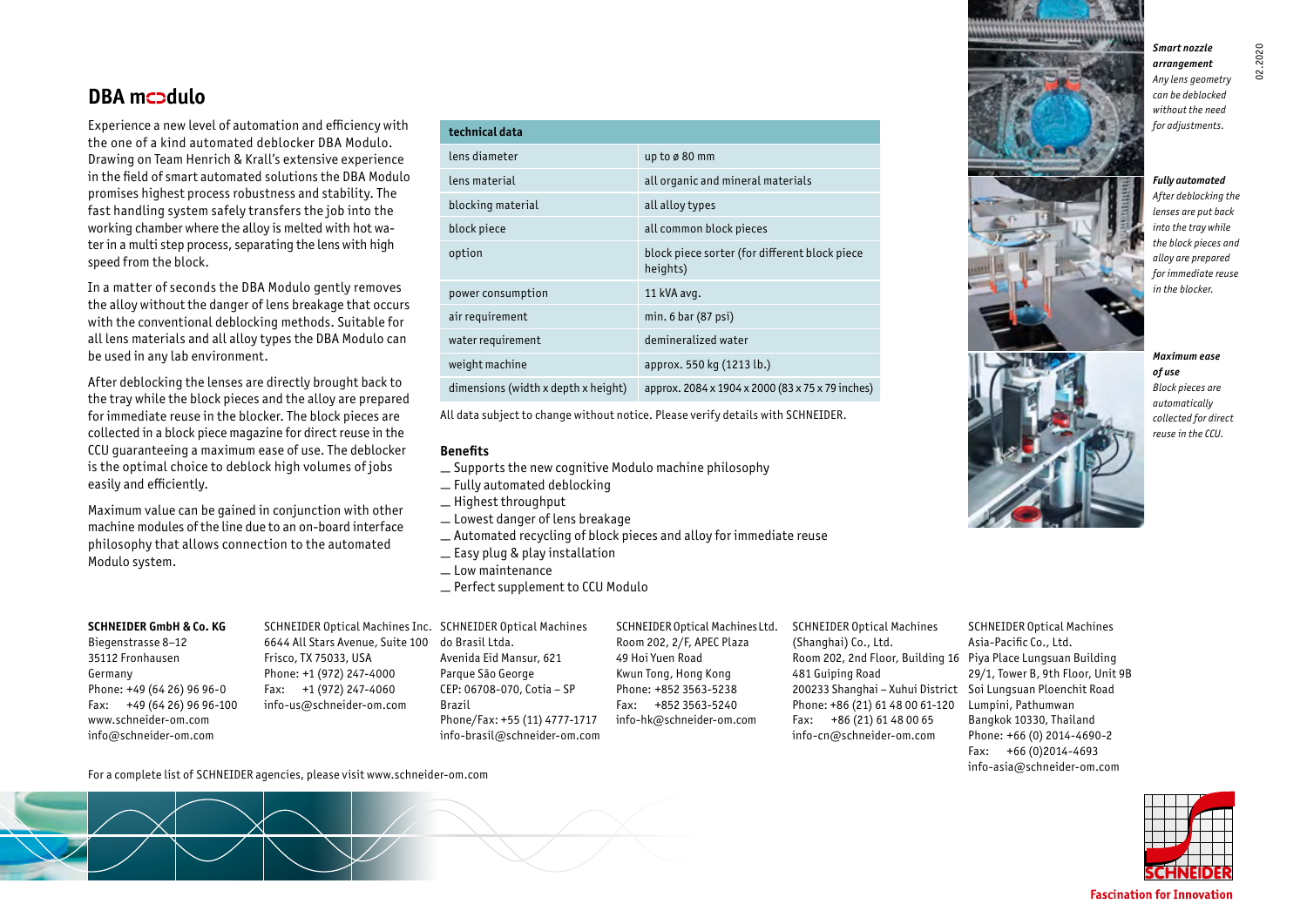## DBA modulo

Experience a new level of automation and efficiency with the one of a kind automated deblocker DBA Modulo. Drawing on Team Henrich & Krall's extensive experience in the field of smart automated solutions the DBA Modulo promises highest process robustness and stability. The fast handling system safely transfers the job into the working chamber where the alloy is melted with hot water in a multi step process, separating the lens with high speed from the block.

In a matter of seconds the DBA Modulo gently removes the alloy without the danger of lens breakage that occurs with the conventional deblocking methods. Suitable for all lens materials and all alloy types the DBA Modulo can be used in any lab environment.

After deblocking the lenses are directly brought back to the tray while the block pieces and the alloy are prepared for immediate reuse in the blocker. The block pieces are collected in a block piece magazine for direct reuse in the CCU guaranteeing a maximum ease of use. The deblocker is the optimal choice to deblock high volumes of jobs easily and efficiently.

Maximum value can be gained in conjunction with other machine modules of the line due to an on-board interface philosophy that allows connection to the automated Modulo system.

| technical data | |
|---|---|
| lens diameter | up to ø 80 mm |
| lens material | all organic and mineral materials |
| blocking material | all alloy types |
| block piece | all common block pieces |
| option | block piece sorter (for different block piece heights) |
| power consumption | 11 kVA avg. |
| air requirement | min. 6 bar (87 psi) |
| water requirement | demineralized water |
| weight machine | approx. 550 kg (1213 lb.) |
| dimensions (width x depth x height) | approx. 2084 x 1904 x 2000 (83 x 75 x 79 inches) |

All data subject to change without notice. Please verify details with SCHNEIDER.

**Benefits**

- Supports the new cognitive Modulo machine philosophy
- Fully automated deblocking
- Highest throughput
- Lowest danger of lens breakage
- Automated recycling of block pieces and alloy for immediate reuse
- Easy plug & play installation
- Low maintenance
- Perfect supplement to CCU Modulo

***Smart nozzle arrangement***
*Any lens geometry can be deblocked without the need for adjustments.*

***Fully automated***
*After deblocking the lenses are put back into the tray while the block pieces and alloy are prepared for immediate reuse in the blocker.*

***Maximum ease of use***
*Block pieces are automatically collected for direct reuse in the CCU.*

**SCHNEIDER GmbH & Co. KG**
Biegenstrasse 8–12
35112 Fronhausen
Germany
Phone: +49 (64 26) 96 96-0
Fax: +49 (64 26) 96 96-100
www.schneider-om.com
info@schneider-om.com

SCHNEIDER Optical Machines Inc.
6644 All Stars Avenue, Suite 100
Frisco, TX 75033, USA
Phone: +1 (972) 247-4000
Fax: +1 (972) 247-4060
info-us@schneider-om.com

SCHNEIDER Optical Machines do Brasil Ltda.
Avenida Eid Mansur, 621
Parque São George
CEP: 06708-070, Cotia – SP
Brazil
Phone/Fax: +55 (11) 4777-1717
info-brasil@schneider-om.com

SCHNEIDER Optical Machines Ltd.
Room 202, 2/F, APEC Plaza
49 Hoi Yuen Road
Kwun Tong, Hong Kong
Phone: +852 3563-5238
Fax: +852 3563-5240
info-hk@schneider-om.com

SCHNEIDER Optical Machines (Shanghai) Co., Ltd.
Room 202, 2nd Floor, Building 16
481 Guiping Road
200233 Shanghai – Xuhui District
Phone: +86 (21) 61 48 00 61-120
Fax: +86 (21) 61 48 00 65
info-cn@schneider-om.com

SCHNEIDER Optical Machines Asia-Pacific Co., Ltd.
Piya Place Lungsuan Building
29/1, Tower B, 9th Floor, Unit 9B
Soi Lungsuan Ploenchit Road
Lumpini, Pathumwan
Bangkok 10330, Thailand
Phone: +66 (0) 2014-4690-2
Fax: +66 (0)2014-4693
info-asia@schneider-om.com

For a complete list of SCHNEIDER agencies, please visit www.schneider-om.com

SCHNEIDER
Fascination for Innovation

02.2020